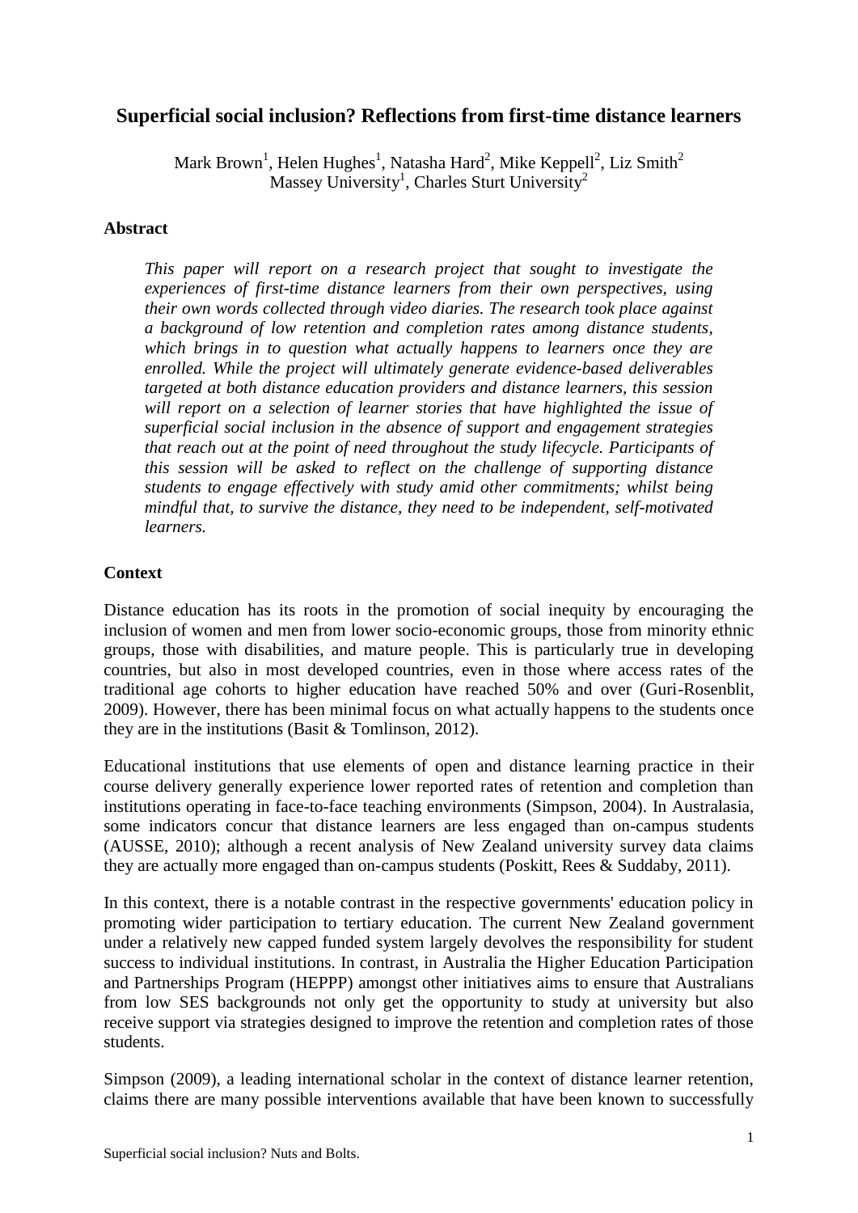# Superficial social inclusion? Reflections from first-time distance learners

Mark Brown[1], Helen Hughes[1], Natasha Hard[2], Mike Keppell[2], Liz Smith[2]
Massey University[1], Charles Sturt University[2]

## Abstract

*This paper will report on a research project that sought to investigate the experiences of first-time distance learners from their own perspectives, using their own words collected through video diaries. The research took place against a background of low retention and completion rates among distance students, which brings in to question what actually happens to learners once they are enrolled. While the project will ultimately generate evidence-based deliverables targeted at both distance education providers and distance learners, this session will report on a selection of learner stories that have highlighted the issue of superficial social inclusion in the absence of support and engagement strategies that reach out at the point of need throughout the study lifecycle. Participants of this session will be asked to reflect on the challenge of supporting distance students to engage effectively with study amid other commitments; whilst being mindful that, to survive the distance, they need to be independent, self-motivated learners.*

## Context

Distance education has its roots in the promotion of social inequity by encouraging the inclusion of women and men from lower socio-economic groups, those from minority ethnic groups, those with disabilities, and mature people. This is particularly true in developing countries, but also in most developed countries, even in those where access rates of the traditional age cohorts to higher education have reached 50% and over (Guri-Rosenblit, 2009). However, there has been minimal focus on what actually happens to the students once they are in the institutions (Basit & Tomlinson, 2012).

Educational institutions that use elements of open and distance learning practice in their course delivery generally experience lower reported rates of retention and completion than institutions operating in face-to-face teaching environments (Simpson, 2004). In Australasia, some indicators concur that distance learners are less engaged than on-campus students (AUSSE, 2010); although a recent analysis of New Zealand university survey data claims they are actually more engaged than on-campus students (Poskitt, Rees & Suddaby, 2011).

In this context, there is a notable contrast in the respective governments' education policy in promoting wider participation to tertiary education. The current New Zealand government under a relatively new capped funded system largely devolves the responsibility for student success to individual institutions. In contrast, in Australia the Higher Education Participation and Partnerships Program (HEPPP) amongst other initiatives aims to ensure that Australians from low SES backgrounds not only get the opportunity to study at university but also receive support via strategies designed to improve the retention and completion rates of those students.

Simpson (2009), a leading international scholar in the context of distance learner retention, claims there are many possible interventions available that have been known to successfully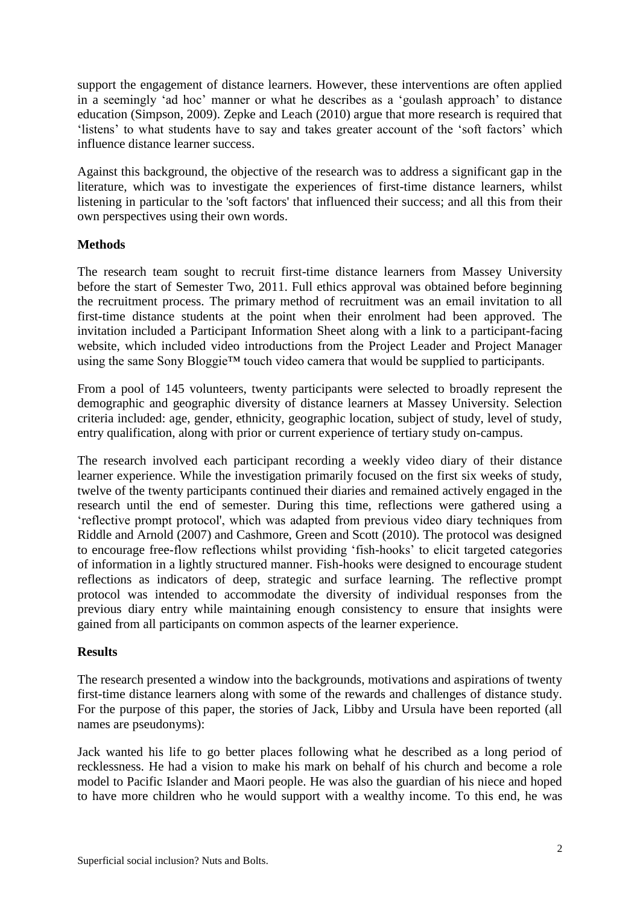support the engagement of distance learners. However, these interventions are often applied in a seemingly 'ad hoc' manner or what he describes as a 'goulash approach' to distance education (Simpson, 2009). Zepke and Leach (2010) argue that more research is required that 'listens' to what students have to say and takes greater account of the 'soft factors' which influence distance learner success.

Against this background, the objective of the research was to address a significant gap in the literature, which was to investigate the experiences of first-time distance learners, whilst listening in particular to the 'soft factors' that influenced their success; and all this from their own perspectives using their own words.

**Methods**

The research team sought to recruit first-time distance learners from Massey University before the start of Semester Two, 2011. Full ethics approval was obtained before beginning the recruitment process. The primary method of recruitment was an email invitation to all first-time distance students at the point when their enrolment had been approved. The invitation included a Participant Information Sheet along with a link to a participant-facing website, which included video introductions from the Project Leader and Project Manager using the same Sony Bloggie™ touch video camera that would be supplied to participants.

From a pool of 145 volunteers, twenty participants were selected to broadly represent the demographic and geographic diversity of distance learners at Massey University. Selection criteria included: age, gender, ethnicity, geographic location, subject of study, level of study, entry qualification, along with prior or current experience of tertiary study on-campus.

The research involved each participant recording a weekly video diary of their distance learner experience. While the investigation primarily focused on the first six weeks of study, twelve of the twenty participants continued their diaries and remained actively engaged in the research until the end of semester. During this time, reflections were gathered using a 'reflective prompt protocol', which was adapted from previous video diary techniques from Riddle and Arnold (2007) and Cashmore, Green and Scott (2010). The protocol was designed to encourage free-flow reflections whilst providing 'fish-hooks' to elicit targeted categories of information in a lightly structured manner. Fish-hooks were designed to encourage student reflections as indicators of deep, strategic and surface learning. The reflective prompt protocol was intended to accommodate the diversity of individual responses from the previous diary entry while maintaining enough consistency to ensure that insights were gained from all participants on common aspects of the learner experience.

**Results**

The research presented a window into the backgrounds, motivations and aspirations of twenty first-time distance learners along with some of the rewards and challenges of distance study. For the purpose of this paper, the stories of Jack, Libby and Ursula have been reported (all names are pseudonyms):

Jack wanted his life to go better places following what he described as a long period of recklessness. He had a vision to make his mark on behalf of his church and become a role model to Pacific Islander and Maori people. He was also the guardian of his niece and hoped to have more children who he would support with a wealthy income. To this end, he was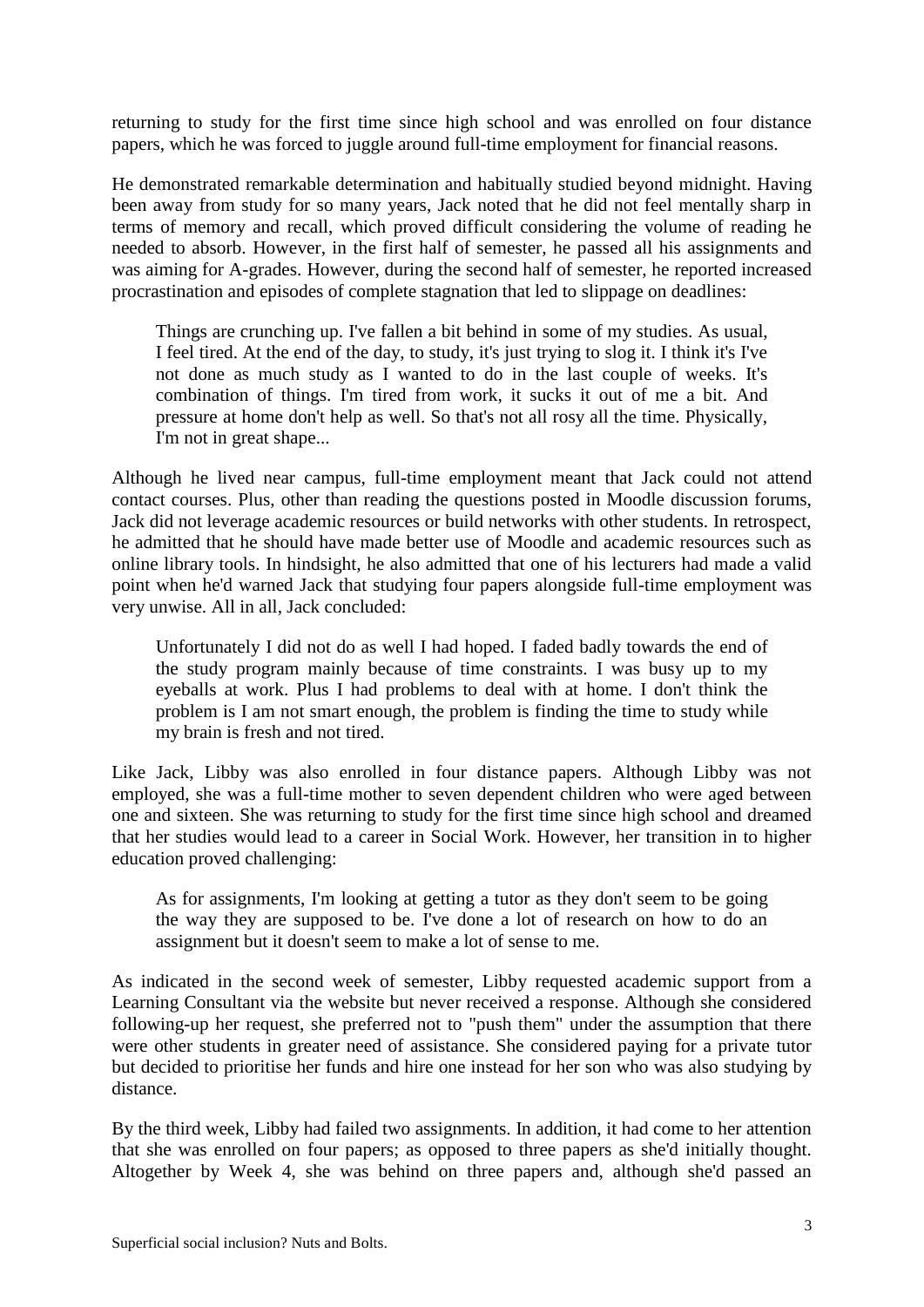returning to study for the first time since high school and was enrolled on four distance papers, which he was forced to juggle around full-time employment for financial reasons.

He demonstrated remarkable determination and habitually studied beyond midnight. Having been away from study for so many years, Jack noted that he did not feel mentally sharp in terms of memory and recall, which proved difficult considering the volume of reading he needed to absorb. However, in the first half of semester, he passed all his assignments and was aiming for A-grades. However, during the second half of semester, he reported increased procrastination and episodes of complete stagnation that led to slippage on deadlines:

> Things are crunching up. I've fallen a bit behind in some of my studies. As usual, I feel tired. At the end of the day, to study, it's just trying to slog it. I think it's I've not done as much study as I wanted to do in the last couple of weeks. It's combination of things. I'm tired from work, it sucks it out of me a bit. And pressure at home don't help as well. So that's not all rosy all the time. Physically, I'm not in great shape...

Although he lived near campus, full-time employment meant that Jack could not attend contact courses. Plus, other than reading the questions posted in Moodle discussion forums, Jack did not leverage academic resources or build networks with other students. In retrospect, he admitted that he should have made better use of Moodle and academic resources such as online library tools. In hindsight, he also admitted that one of his lecturers had made a valid point when he'd warned Jack that studying four papers alongside full-time employment was very unwise. All in all, Jack concluded:

> Unfortunately I did not do as well I had hoped. I faded badly towards the end of the study program mainly because of time constraints. I was busy up to my eyeballs at work. Plus I had problems to deal with at home. I don't think the problem is I am not smart enough, the problem is finding the time to study while my brain is fresh and not tired.

Like Jack, Libby was also enrolled in four distance papers. Although Libby was not employed, she was a full-time mother to seven dependent children who were aged between one and sixteen. She was returning to study for the first time since high school and dreamed that her studies would lead to a career in Social Work. However, her transition in to higher education proved challenging:

> As for assignments, I'm looking at getting a tutor as they don't seem to be going the way they are supposed to be. I've done a lot of research on how to do an assignment but it doesn't seem to make a lot of sense to me.

As indicated in the second week of semester, Libby requested academic support from a Learning Consultant via the website but never received a response. Although she considered following-up her request, she preferred not to "push them" under the assumption that there were other students in greater need of assistance. She considered paying for a private tutor but decided to prioritise her funds and hire one instead for her son who was also studying by distance.

By the third week, Libby had failed two assignments. In addition, it had come to her attention that she was enrolled on four papers; as opposed to three papers as she'd initially thought. Altogether by Week 4, she was behind on three papers and, although she'd passed an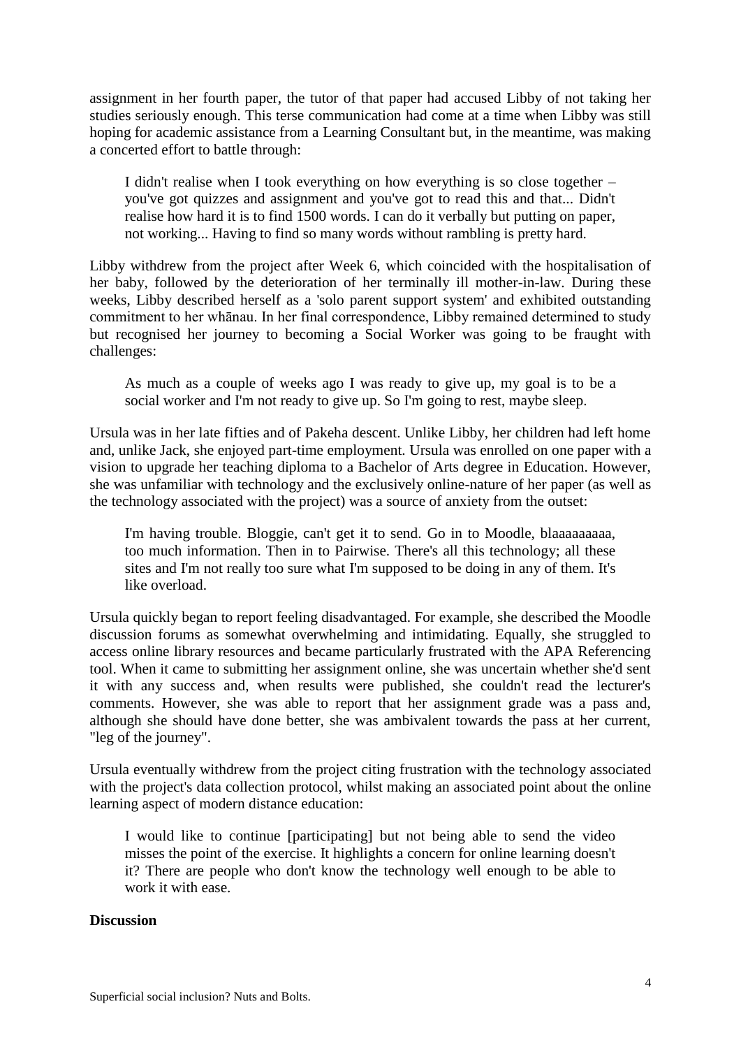assignment in her fourth paper, the tutor of that paper had accused Libby of not taking her studies seriously enough. This terse communication had come at a time when Libby was still hoping for academic assistance from a Learning Consultant but, in the meantime, was making a concerted effort to battle through:

> I didn't realise when I took everything on how everything is so close together – you've got quizzes and assignment and you've got to read this and that... Didn't realise how hard it is to find 1500 words. I can do it verbally but putting on paper, not working... Having to find so many words without rambling is pretty hard.

Libby withdrew from the project after Week 6, which coincided with the hospitalisation of her baby, followed by the deterioration of her terminally ill mother-in-law. During these weeks, Libby described herself as a 'solo parent support system' and exhibited outstanding commitment to her whānau. In her final correspondence, Libby remained determined to study but recognised her journey to becoming a Social Worker was going to be fraught with challenges:

> As much as a couple of weeks ago I was ready to give up, my goal is to be a social worker and I'm not ready to give up. So I'm going to rest, maybe sleep.

Ursula was in her late fifties and of Pakeha descent. Unlike Libby, her children had left home and, unlike Jack, she enjoyed part-time employment. Ursula was enrolled on one paper with a vision to upgrade her teaching diploma to a Bachelor of Arts degree in Education. However, she was unfamiliar with technology and the exclusively online-nature of her paper (as well as the technology associated with the project) was a source of anxiety from the outset:

> I'm having trouble. Bloggie, can't get it to send. Go in to Moodle, blaaaaaaaaa, too much information. Then in to Pairwise. There's all this technology; all these sites and I'm not really too sure what I'm supposed to be doing in any of them. It's like overload.

Ursula quickly began to report feeling disadvantaged. For example, she described the Moodle discussion forums as somewhat overwhelming and intimidating. Equally, she struggled to access online library resources and became particularly frustrated with the APA Referencing tool. When it came to submitting her assignment online, she was uncertain whether she'd sent it with any success and, when results were published, she couldn't read the lecturer's comments. However, she was able to report that her assignment grade was a pass and, although she should have done better, she was ambivalent towards the pass at her current, "leg of the journey".

Ursula eventually withdrew from the project citing frustration with the technology associated with the project's data collection protocol, whilst making an associated point about the online learning aspect of modern distance education:

> I would like to continue [participating] but not being able to send the video misses the point of the exercise. It highlights a concern for online learning doesn't it? There are people who don't know the technology well enough to be able to work it with ease.

**Discussion**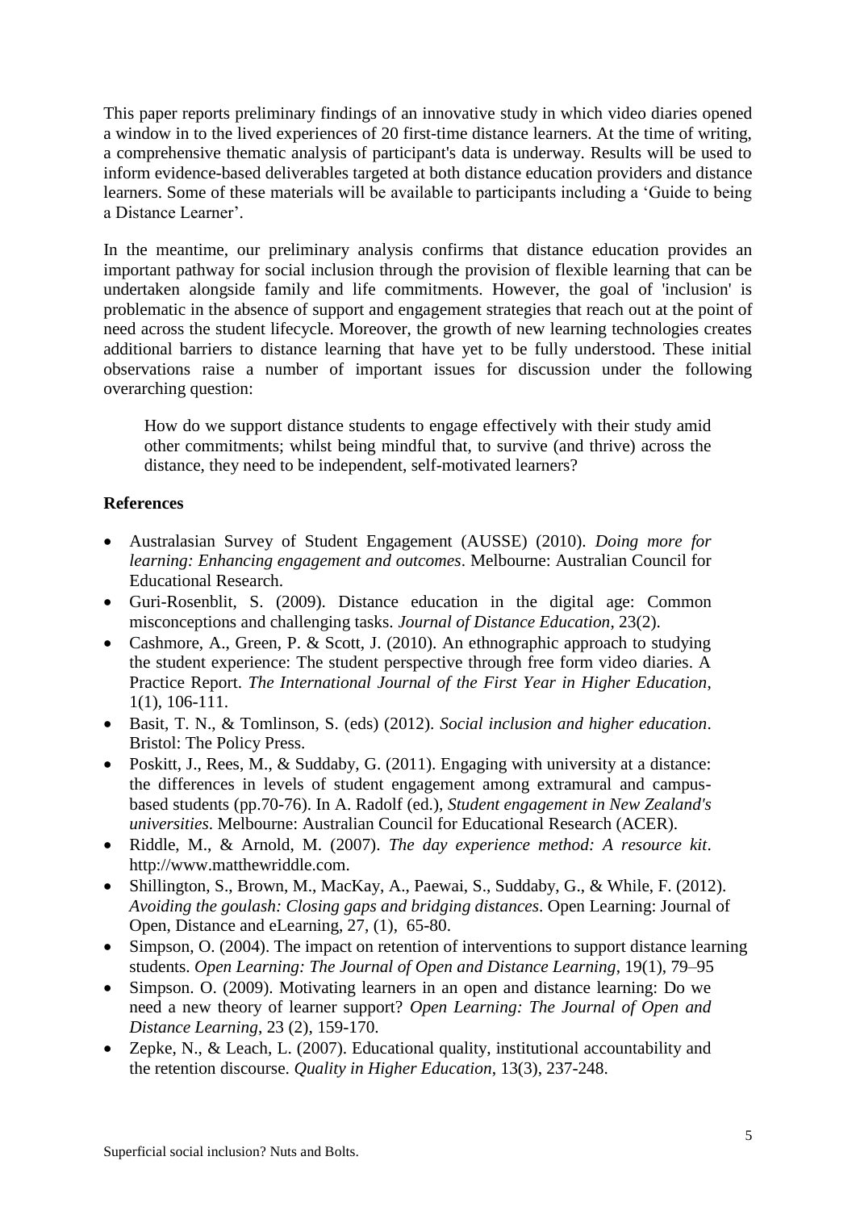This paper reports preliminary findings of an innovative study in which video diaries opened a window in to the lived experiences of 20 first-time distance learners. At the time of writing, a comprehensive thematic analysis of participant's data is underway. Results will be used to inform evidence-based deliverables targeted at both distance education providers and distance learners. Some of these materials will be available to participants including a 'Guide to being a Distance Learner'.

In the meantime, our preliminary analysis confirms that distance education provides an important pathway for social inclusion through the provision of flexible learning that can be undertaken alongside family and life commitments. However, the goal of 'inclusion' is problematic in the absence of support and engagement strategies that reach out at the point of need across the student lifecycle. Moreover, the growth of new learning technologies creates additional barriers to distance learning that have yet to be fully understood. These initial observations raise a number of important issues for discussion under the following overarching question:

> How do we support distance students to engage effectively with their study amid other commitments; whilst being mindful that, to survive (and thrive) across the distance, they need to be independent, self-motivated learners?

### References

- Australasian Survey of Student Engagement (AUSSE) (2010). *Doing more for learning: Enhancing engagement and outcomes*. Melbourne: Australian Council for Educational Research.
- Guri-Rosenblit, S. (2009). Distance education in the digital age: Common misconceptions and challenging tasks. *Journal of Distance Education*, 23(2).
- Cashmore, A., Green, P. & Scott, J. (2010). An ethnographic approach to studying the student experience: The student perspective through free form video diaries. A Practice Report. *The International Journal of the First Year in Higher Education*, 1(1), 106-111.
- Basit, T. N., & Tomlinson, S. (eds) (2012). *Social inclusion and higher education*. Bristol: The Policy Press.
- Poskitt, J., Rees, M., & Suddaby, G. (2011). Engaging with university at a distance: the differences in levels of student engagement among extramural and campus-based students (pp.70-76). In A. Radolf (ed.), *Student engagement in New Zealand's universities*. Melbourne: Australian Council for Educational Research (ACER).
- Riddle, M., & Arnold, M. (2007). *The day experience method: A resource kit*. http://www.matthewriddle.com.
- Shillington, S., Brown, M., MacKay, A., Paewai, S., Suddaby, G., & While, F. (2012). *Avoiding the goulash: Closing gaps and bridging distances*. Open Learning: Journal of Open, Distance and eLearning, 27, (1), 65-80.
- Simpson, O. (2004). The impact on retention of interventions to support distance learning students. *Open Learning: The Journal of Open and Distance Learning*, 19(1), 79–95
- Simpson. O. (2009). Motivating learners in an open and distance learning: Do we need a new theory of learner support? *Open Learning: The Journal of Open and Distance Learning*, 23 (2), 159-170.
- Zepke, N., & Leach, L. (2007). Educational quality, institutional accountability and the retention discourse. *Quality in Higher Education*, 13(3), 237-248.